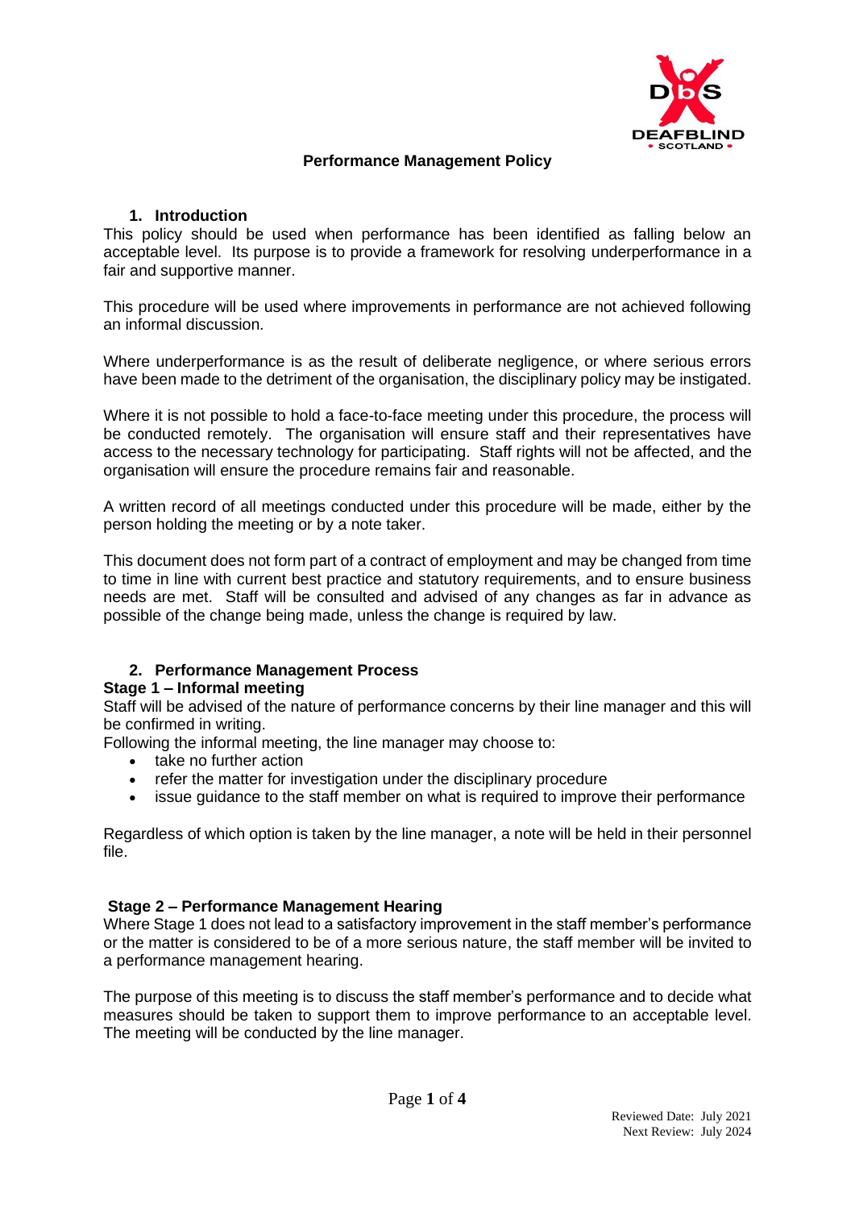# Performance Management Policy

## 1. Introduction

This policy should be used when performance has been identified as falling below an acceptable level. Its purpose is to provide a framework for resolving underperformance in a fair and supportive manner.

This procedure will be used where improvements in performance are not achieved following an informal discussion.

Where underperformance is as the result of deliberate negligence, or where serious errors have been made to the detriment of the organisation, the disciplinary policy may be instigated.

Where it is not possible to hold a face-to-face meeting under this procedure, the process will be conducted remotely. The organisation will ensure staff and their representatives have access to the necessary technology for participating. Staff rights will not be affected, and the organisation will ensure the procedure remains fair and reasonable.

A written record of all meetings conducted under this procedure will be made, either by the person holding the meeting or by a note taker.

This document does not form part of a contract of employment and may be changed from time to time in line with current best practice and statutory requirements, and to ensure business needs are met. Staff will be consulted and advised of any changes as far in advance as possible of the change being made, unless the change is required by law.

## 2. Performance Management Process

### Stage 1 – Informal meeting

Staff will be advised of the nature of performance concerns by their line manager and this will be confirmed in writing.

Following the informal meeting, the line manager may choose to:

- take no further action
- refer the matter for investigation under the disciplinary procedure
- issue guidance to the staff member on what is required to improve their performance

Regardless of which option is taken by the line manager, a note will be held in their personnel file.

### Stage 2 – Performance Management Hearing

Where Stage 1 does not lead to a satisfactory improvement in the staff member's performance or the matter is considered to be of a more serious nature, the staff member will be invited to a performance management hearing.

The purpose of this meeting is to discuss the staff member's performance and to decide what measures should be taken to support them to improve performance to an acceptable level. The meeting will be conducted by the line manager.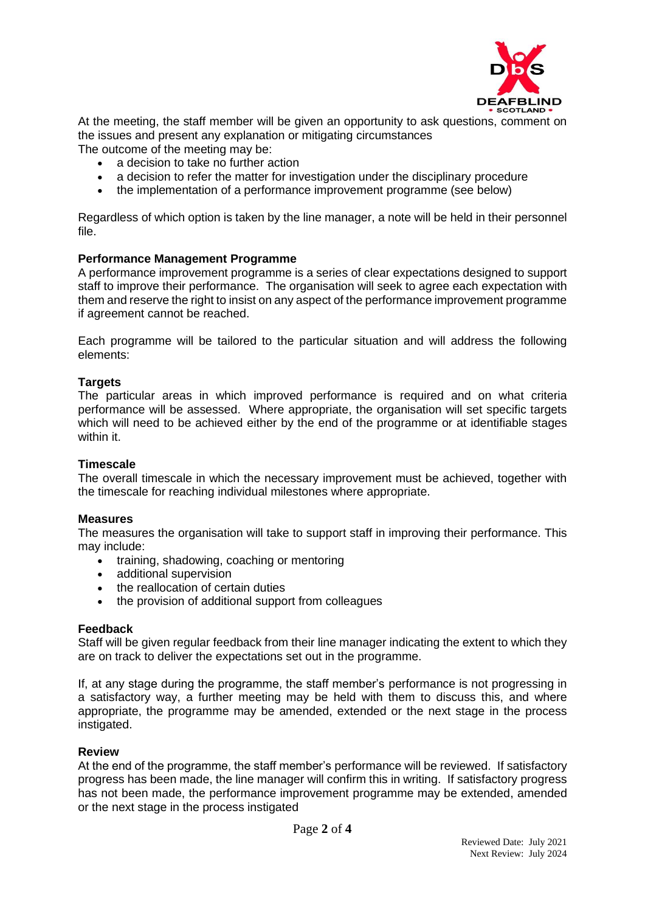At the meeting, the staff member will be given an opportunity to ask questions, comment on the issues and present any explanation or mitigating circumstances

The outcome of the meeting may be:

- a decision to take no further action
- a decision to refer the matter for investigation under the disciplinary procedure
- the implementation of a performance improvement programme (see below)

Regardless of which option is taken by the line manager, a note will be held in their personnel file.

**Performance Management Programme**

A performance improvement programme is a series of clear expectations designed to support staff to improve their performance. The organisation will seek to agree each expectation with them and reserve the right to insist on any aspect of the performance improvement programme if agreement cannot be reached.

Each programme will be tailored to the particular situation and will address the following elements:

**Targets**

The particular areas in which improved performance is required and on what criteria performance will be assessed. Where appropriate, the organisation will set specific targets which will need to be achieved either by the end of the programme or at identifiable stages within it.

**Timescale**

The overall timescale in which the necessary improvement must be achieved, together with the timescale for reaching individual milestones where appropriate.

**Measures**

The measures the organisation will take to support staff in improving their performance. This may include:

- training, shadowing, coaching or mentoring
- additional supervision
- the reallocation of certain duties
- the provision of additional support from colleagues

**Feedback**

Staff will be given regular feedback from their line manager indicating the extent to which they are on track to deliver the expectations set out in the programme.

If, at any stage during the programme, the staff member's performance is not progressing in a satisfactory way, a further meeting may be held with them to discuss this, and where appropriate, the programme may be amended, extended or the next stage in the process instigated.

**Review**

At the end of the programme, the staff member's performance will be reviewed. If satisfactory progress has been made, the line manager will confirm this in writing. If satisfactory progress has not been made, the performance improvement programme may be extended, amended or the next stage in the process instigated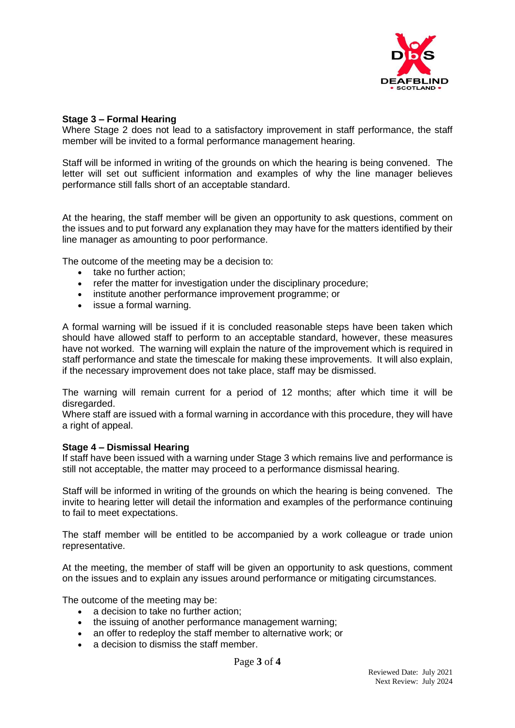**Stage 3 – Formal Hearing**
Where Stage 2 does not lead to a satisfactory improvement in staff performance, the staff member will be invited to a formal performance management hearing.

Staff will be informed in writing of the grounds on which the hearing is being convened. The letter will set out sufficient information and examples of why the line manager believes performance still falls short of an acceptable standard.

At the hearing, the staff member will be given an opportunity to ask questions, comment on the issues and to put forward any explanation they may have for the matters identified by their line manager as amounting to poor performance.

The outcome of the meeting may be a decision to:

- take no further action;
- refer the matter for investigation under the disciplinary procedure;
- institute another performance improvement programme; or
- issue a formal warning.

A formal warning will be issued if it is concluded reasonable steps have been taken which should have allowed staff to perform to an acceptable standard, however, these measures have not worked. The warning will explain the nature of the improvement which is required in staff performance and state the timescale for making these improvements. It will also explain, if the necessary improvement does not take place, staff may be dismissed.

The warning will remain current for a period of 12 months; after which time it will be disregarded.
Where staff are issued with a formal warning in accordance with this procedure, they will have a right of appeal.

**Stage 4 – Dismissal Hearing**
If staff have been issued with a warning under Stage 3 which remains live and performance is still not acceptable, the matter may proceed to a performance dismissal hearing.

Staff will be informed in writing of the grounds on which the hearing is being convened. The invite to hearing letter will detail the information and examples of the performance continuing to fail to meet expectations.

The staff member will be entitled to be accompanied by a work colleague or trade union representative.

At the meeting, the member of staff will be given an opportunity to ask questions, comment on the issues and to explain any issues around performance or mitigating circumstances.

The outcome of the meeting may be:

- a decision to take no further action;
- the issuing of another performance management warning;
- an offer to redeploy the staff member to alternative work; or
- a decision to dismiss the staff member.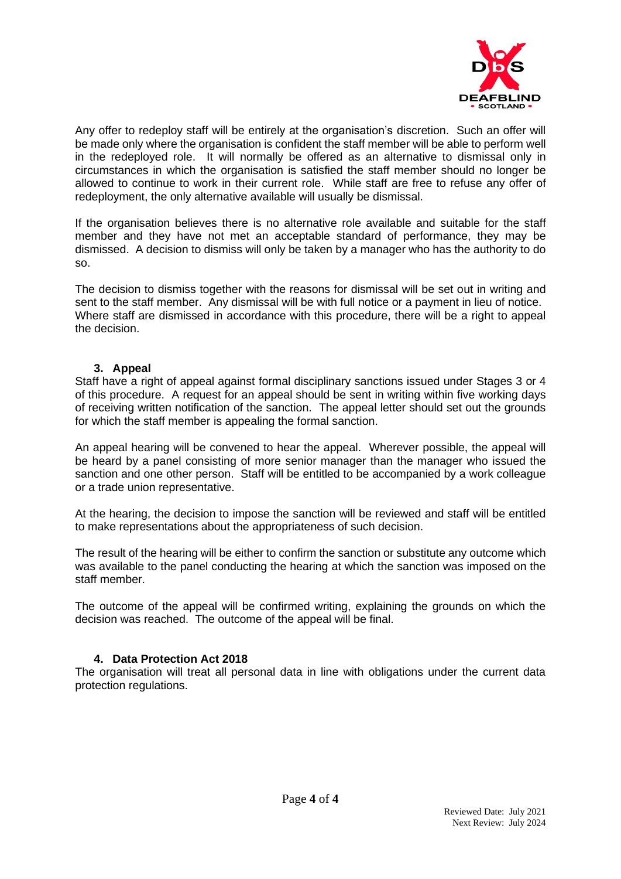Any offer to redeploy staff will be entirely at the organisation's discretion. Such an offer will be made only where the organisation is confident the staff member will be able to perform well in the redeployed role. It will normally be offered as an alternative to dismissal only in circumstances in which the organisation is satisfied the staff member should no longer be allowed to continue to work in their current role. While staff are free to refuse any offer of redeployment, the only alternative available will usually be dismissal.

If the organisation believes there is no alternative role available and suitable for the staff member and they have not met an acceptable standard of performance, they may be dismissed. A decision to dismiss will only be taken by a manager who has the authority to do so.

The decision to dismiss together with the reasons for dismissal will be set out in writing and sent to the staff member. Any dismissal will be with full notice or a payment in lieu of notice. Where staff are dismissed in accordance with this procedure, there will be a right to appeal the decision.

## 3. Appeal

Staff have a right of appeal against formal disciplinary sanctions issued under Stages 3 or 4 of this procedure. A request for an appeal should be sent in writing within five working days of receiving written notification of the sanction. The appeal letter should set out the grounds for which the staff member is appealing the formal sanction.

An appeal hearing will be convened to hear the appeal. Wherever possible, the appeal will be heard by a panel consisting of more senior manager than the manager who issued the sanction and one other person. Staff will be entitled to be accompanied by a work colleague or a trade union representative.

At the hearing, the decision to impose the sanction will be reviewed and staff will be entitled to make representations about the appropriateness of such decision.

The result of the hearing will be either to confirm the sanction or substitute any outcome which was available to the panel conducting the hearing at which the sanction was imposed on the staff member.

The outcome of the appeal will be confirmed writing, explaining the grounds on which the decision was reached. The outcome of the appeal will be final.

## 4. Data Protection Act 2018

The organisation will treat all personal data in line with obligations under the current data protection regulations.

Reviewed Date: July 2021
Next Review: July 2024